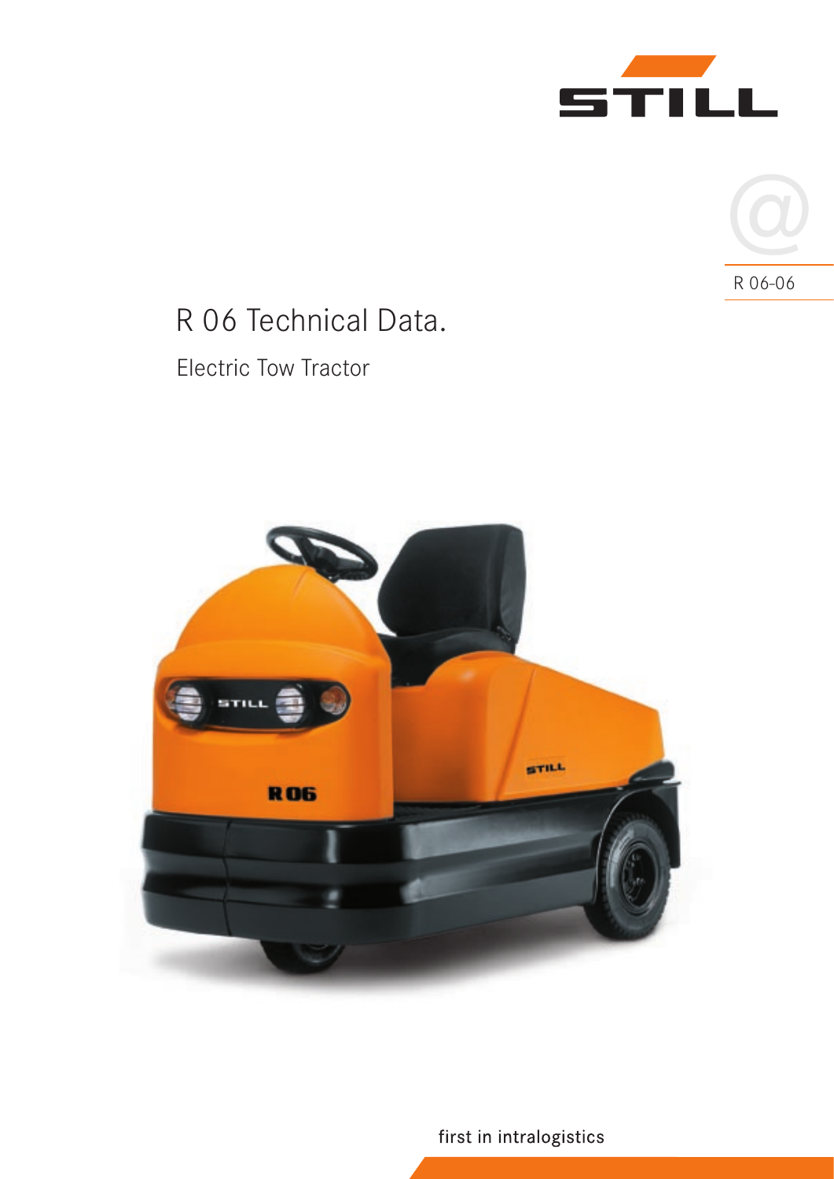STILL

R 06-06

# R 06 Technical Data.

## Electric Tow Tractor

first in intralogistics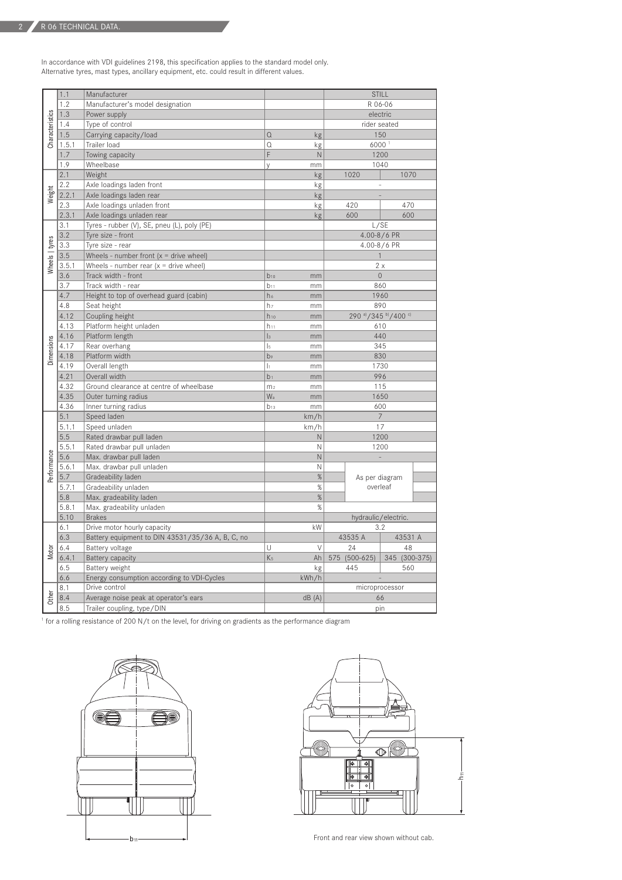## R 06 TECHNICAL DATA.

In accordance with VDI guidelines 2198, this specification applies to the standard model only.
Alternative tyres, mast types, ancillary equipment, etc. could result in different values.

| | | | Symbol | Unit | | |
|---|---|---|---|---|---|---|
| Characteristics | 1.1 | Manufacturer | | | STILL | |
| | 1.2 | Manufacturer's model designation | | | R 06-06 | |
| | 1.3 | Power supply | | | electric | |
| | 1.4 | Type of control | | | rider seated | |
| | 1.5 | Carrying capacity/load | Q | kg | 150 | |
| | 1.5.1 | Trailer load | Q | kg | 6000 [1] | |
| | 1.7 | Towing capacity | F | N | 1200 | |
| | 1.9 | Wheelbase | y | mm | 1040 | |
| Weight | 2.1 | Weight | | kg | 1020 | 1070 |
| | 2.2 | Axle loadings laden front | | kg | - | |
| | 2.2.1 | Axle loadings laden rear | | kg | - | |
| | 2.3 | Axle loadings unladen front | | kg | 420 | 470 |
| | 2.3.1 | Axle loadings unladen rear | | kg | 600 | 600 |
| Wheels \| tyres | 3.1 | Tyres - rubber (V), SE, pneu (L), poly (PE) | | | L/SE | |
| | 3.2 | Tyre size - front | | | 4.00-8/6 PR | |
| | 3.3 | Tyre size - rear | | | 4.00-8/6 PR | |
| | 3.5 | Wheels - number front (x = drive wheel) | | | 1 | |
| | 3.5.1 | Wheels - number rear (x = drive wheel) | | | 2 x | |
| | 3.6 | Track width - front | $b_{10}$ | mm | 0 | |
| | 3.7 | Track width - rear | $b_{11}$ | mm | 860 | |
| Dimensions | 4.7 | Height to top of overhead guard (cabin) | $h_6$ | mm | 1960 | |
| | 4.8 | Seat height | $h_7$ | mm | 890 | |
| | 4.12 | Coupling height | $h_{10}$ | mm | 290 [a]/345 [b]/400 [c] | |
| | 4.13 | Platform height unladen | $h_{11}$ | mm | 610 | |
| | 4.16 | Platform length | $l_3$ | mm | 440 | |
| | 4.17 | Rear overhang | $l_5$ | mm | 345 | |
| | 4.18 | Platform width | $b_9$ | mm | 830 | |
| | 4.19 | Overall length | $l_1$ | mm | 1730 | |
| | 4.21 | Overall width | $b_1$ | mm | 996 | |
| | 4.32 | Ground clearance at centre of wheelbase | $m_2$ | mm | 115 | |
| | 4.35 | Outer turning radius | $W_a$ | mm | 1650 | |
| | 4.36 | Inner turning radius | $b_{13}$ | mm | 600 | |
| Performance | 5.1 | Speed laden | | km/h | 7 | |
| | 5.1.1 | Speed unladen | | km/h | 17 | |
| | 5.5 | Rated drawbar pull laden | | N | 1200 | |
| | 5.5.1 | Rated drawbar pull unladen | | N | 1200 | |
| | 5.6 | Max. drawbar pull laden | | N | - | |
| | 5.6.1 | Max. drawbar pull unladen | | N | | |
| | 5.7 | Gradeability laden | | % | As per diagram overleaf | |
| | 5.7.1 | Gradeability unladen | | % | | |
| | 5.8 | Max. gradeability laden | | % | | |
| | 5.8.1 | Max. gradeability unladen | | % | | |
| | 5.10 | Brakes | | | hydraulic/electric. | |
| Motor | 6.1 | Drive motor hourly capacity | | kW | 3.2 | |
| | 6.3 | Battery equipment to DIN 43531/35/36 A, B, C, no | | | 43535 A | 43531 A |
| | 6.4 | Battery voltage | U | V | 24 | 48 |
| | 6.4.1 | Battery capacity | $K_5$ | Ah | 575 (500-625) | 345 (300-375) |
| | 6.5 | Battery weight | | kg | 445 | 560 |
| | 6.6 | Energy consumption according to VDI-Cycles | | kWh/h | - | |
| Other | 8.1 | Drive control | | | microprocessor | |
| | 8.4 | Average noise peak at operator's ears | | dB (A) | 66 | |
| | 8.5 | Trailer coupling, type/DIN | | | pin | |

[1] for a rolling resistance of 200 N/t on the level, for driving on gradients as the performance diagram

Front and rear view shown without cab.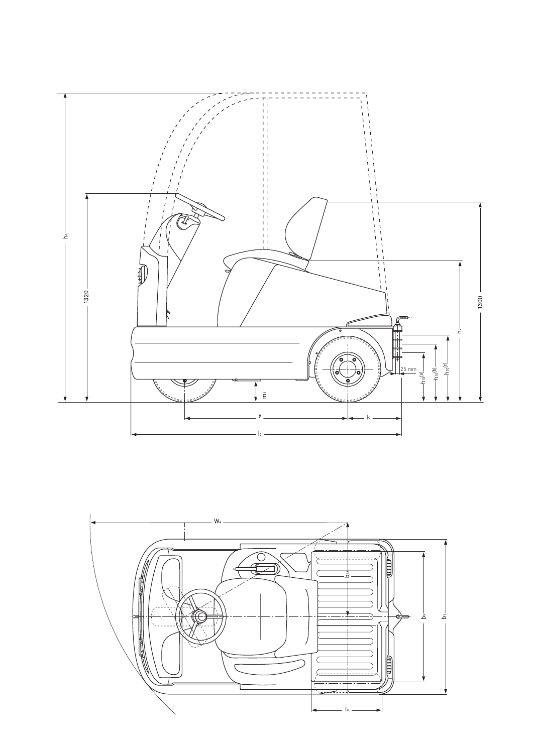$h_6$

1320

1300

$h_7$

$h_{10}$(a)

$h_{10}$(b)

$h_{10}$(c)

25 mm

$m_2$

y

$l_5$

$l_2$

$W_a$

$b_{13}$

$b_3$

$b_1$

$l_3$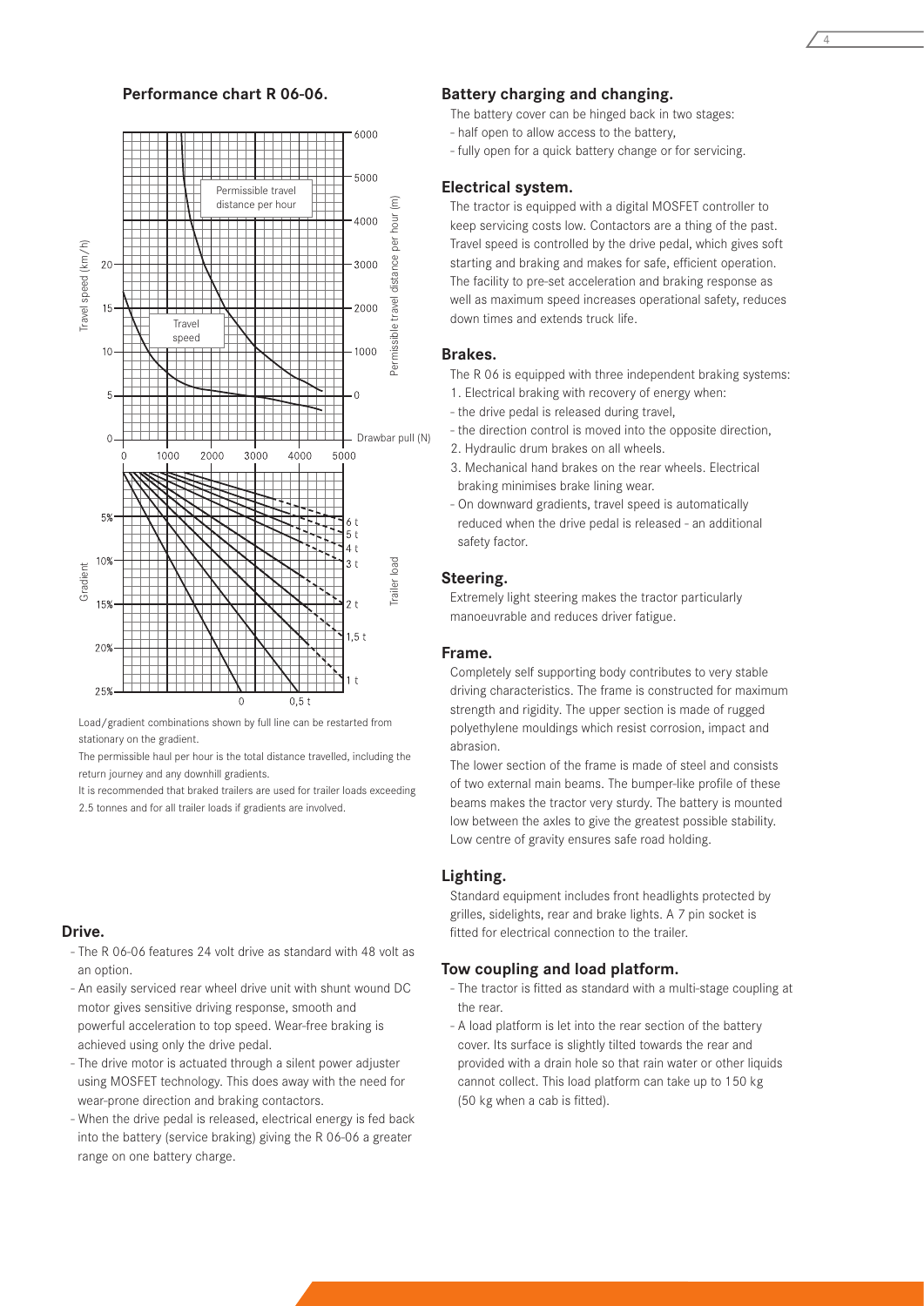## Performance chart R 06-06.

Load/gradient combinations shown by full line can be restarted from stationary on the gradient.

The permissible haul per hour is the total distance travelled, including the return journey and any downhill gradients.

It is recommended that braked trailers are used for trailer loads exceeding 2.5 tonnes and for all trailer loads if gradients are involved.

## Drive.

- The R 06-06 features 24 volt drive as standard with 48 volt as an option.
- An easily serviced rear wheel drive unit with shunt wound DC motor gives sensitive driving response, smooth and powerful acceleration to top speed. Wear-free braking is achieved using only the drive pedal.
- The drive motor is actuated through a silent power adjuster using MOSFET technology. This does away with the need for wear-prone direction and braking contactors.
- When the drive pedal is released, electrical energy is fed back into the battery (service braking) giving the R 06-06 a greater range on one battery charge.

## Battery charging and changing.

The battery cover can be hinged back in two stages:
- half open to allow access to the battery,
- fully open for a quick battery change or for servicing.

## Electrical system.

The tractor is equipped with a digital MOSFET controller to keep servicing costs low. Contactors are a thing of the past. Travel speed is controlled by the drive pedal, which gives soft starting and braking and makes for safe, efficient operation. The facility to pre-set acceleration and braking response as well as maximum speed increases operational safety, reduces down times and extends truck life.

## Brakes.

The R 06 is equipped with three independent braking systems:
1. Electrical braking with recovery of energy when:
- the drive pedal is released during travel,
- the direction control is moved into the opposite direction,
2. Hydraulic drum brakes on all wheels.
3. Mechanical hand brakes on the rear wheels. Electrical braking minimises brake lining wear.
- On downward gradients, travel speed is automatically reduced when the drive pedal is released - an additional safety factor.

## Steering.

Extremely light steering makes the tractor particularly manoeuvrable and reduces driver fatigue.

## Frame.

Completely self supporting body contributes to very stable driving characteristics. The frame is constructed for maximum strength and rigidity. The upper section is made of rugged polyethylene mouldings which resist corrosion, impact and abrasion.

The lower section of the frame is made of steel and consists of two external main beams. The bumper-like profile of these beams makes the tractor very sturdy. The battery is mounted low between the axles to give the greatest possible stability. Low centre of gravity ensures safe road holding.

## Lighting.

Standard equipment includes front headlights protected by grilles, sidelights, rear and brake lights. A 7 pin socket is fitted for electrical connection to the trailer.

## Tow coupling and load platform.

- The tractor is fitted as standard with a multi-stage coupling at the rear.
- A load platform is let into the rear section of the battery cover. Its surface is slightly tilted towards the rear and provided with a drain hole so that rain water or other liquids cannot collect. This load platform can take up to 150 kg (50 kg when a cab is fitted).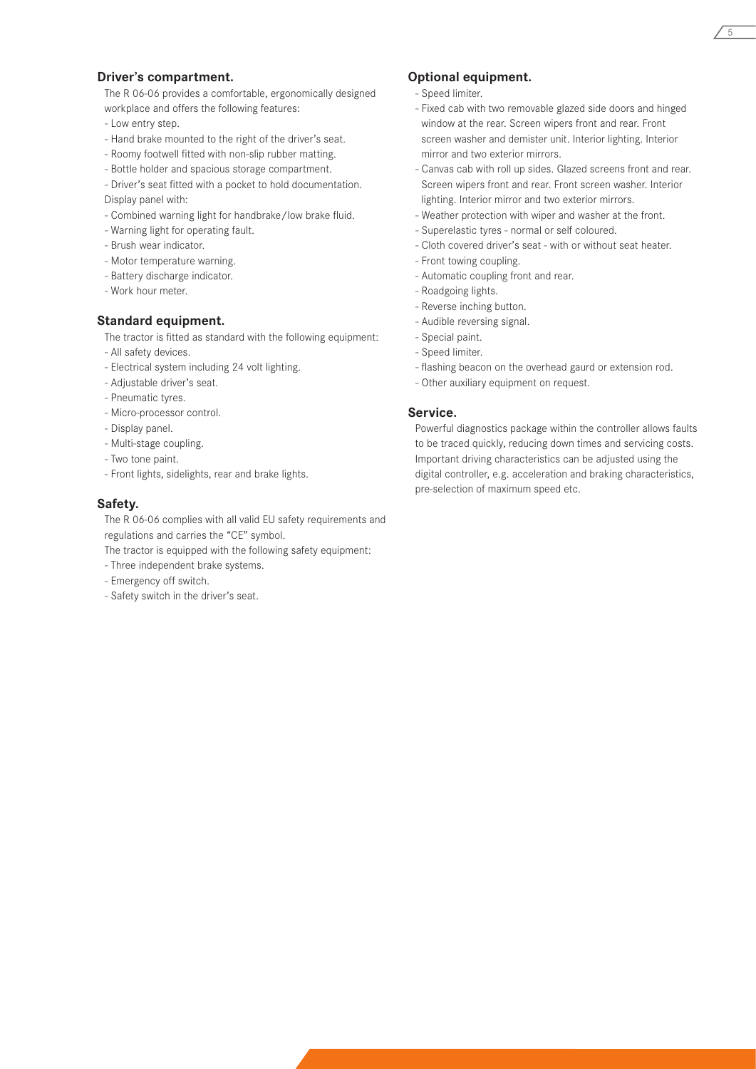## Driver's compartment.

The R 06-06 provides a comfortable, ergonomically designed workplace and offers the following features:

- Low entry step.
- Hand brake mounted to the right of the driver's seat.
- Roomy footwell fitted with non-slip rubber matting.
- Bottle holder and spacious storage compartment.
- Driver's seat fitted with a pocket to hold documentation.

Display panel with:

- Combined warning light for handbrake/low brake fluid.
- Warning light for operating fault.
- Brush wear indicator.
- Motor temperature warning.
- Battery discharge indicator.
- Work hour meter.

## Standard equipment.

The tractor is fitted as standard with the following equipment:

- All safety devices.
- Electrical system including 24 volt lighting.
- Adjustable driver's seat.
- Pneumatic tyres.
- Micro-processor control.
- Display panel.
- Multi-stage coupling.
- Two tone paint.
- Front lights, sidelights, rear and brake lights.

## Safety.

The R 06-06 complies with all valid EU safety requirements and regulations and carries the "CE" symbol.

The tractor is equipped with the following safety equipment:

- Three independent brake systems.
- Emergency off switch.
- Safety switch in the driver's seat.

## Optional equipment.

- Speed limiter.
- Fixed cab with two removable glazed side doors and hinged window at the rear. Screen wipers front and rear. Front screen washer and demister unit. Interior lighting. Interior mirror and two exterior mirrors.
- Canvas cab with roll up sides. Glazed screens front and rear. Screen wipers front and rear. Front screen washer. Interior lighting. Interior mirror and two exterior mirrors.
- Weather protection with wiper and washer at the front.
- Superelastic tyres - normal or self coloured.
- Cloth covered driver's seat - with or without seat heater.
- Front towing coupling.
- Automatic coupling front and rear.
- Roadgoing lights.
- Reverse inching button.
- Audible reversing signal.
- Special paint.
- Speed limiter.
- flashing beacon on the overhead gaurd or extension rod.
- Other auxiliary equipment on request.

## Service.

Powerful diagnostics package within the controller allows faults to be traced quickly, reducing down times and servicing costs. Important driving characteristics can be adjusted using the digital controller, e.g. acceleration and braking characteristics, pre-selection of maximum speed etc.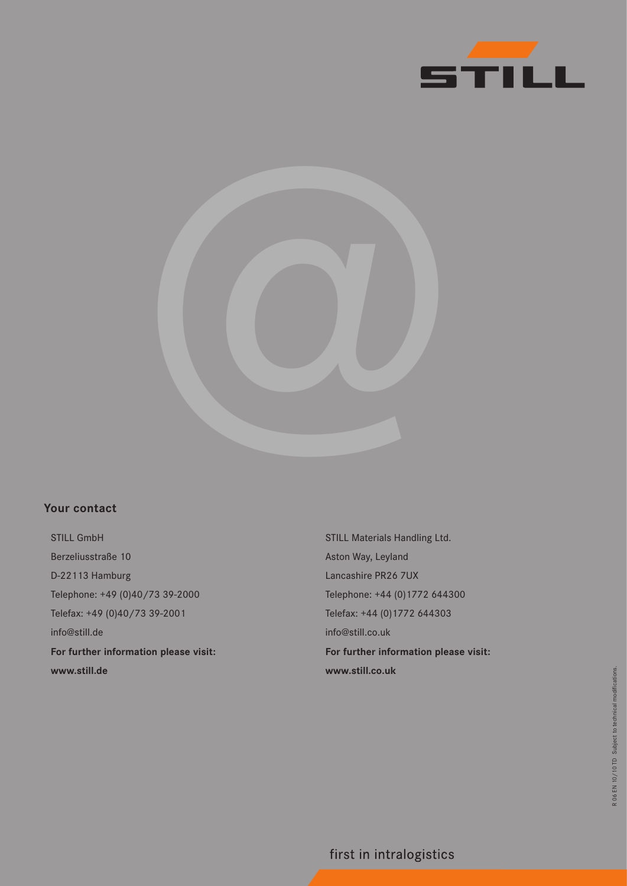## Your contact

STILL GmbH
Berzeliusstraße 10
D-22113 Hamburg
Telephone: +49 (0)40/73 39-2000
Telefax: +49 (0)40/73 39-2001
info@still.de
**For further information please visit:**
**www.still.de**

STILL Materials Handling Ltd.
Aston Way, Leyland
Lancashire PR26 7UX
Telephone: +44 (0)1772 644300
Telefax: +44 (0)1772 644303
info@still.co.uk
**For further information please visit:**
**www.still.co.uk**

R 06 EN 10/10 TD Subject to technical modifications.

first in intralogistics